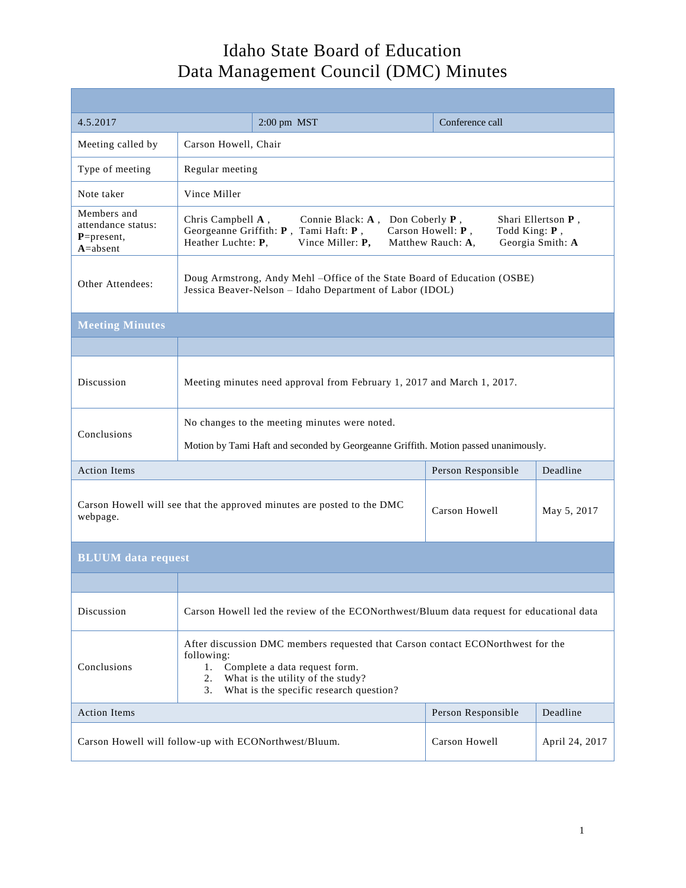# Idaho State Board of Education
# Data Management Council (DMC) Minutes

| | | |
|---|---|---|
| 4.5.2017 | 2:00 pm MST | Conference call |

| | |
|---|---|
| Meeting called by | Carson Howell, Chair |
| Type of meeting | Regular meeting |
| Note taker | Vince Miller |
| Members and attendance status: **P**=present, **A**=absent | Chris Campbell **A** , Connie Black: **A** , Don Coberly **P** , Shari Ellertson **P** , Georgeanne Griffith: **P** , Tami Haft: **P** , Carson Howell: **P** , Todd King: **P** , Heather Luchte: **P**, Vince Miller: **P**, Matthew Rauch: **A**, Georgia Smith: **A** |
| Other Attendees: | Doug Armstrong, Andy Mehl –Office of the State Board of Education (OSBE)<br>Jessica Beaver-Nelson – Idaho Department of Labor (IDOL) |

## Meeting Minutes

| | |
|---|---|
| Discussion | Meeting minutes need approval from February 1, 2017 and March 1, 2017. |
| Conclusions | No changes to the meeting minutes were noted.<br>Motion by Tami Haft and seconded by Georgeanne Griffith. Motion passed unanimously. |

| Action Items | Person Responsible | Deadline |
|---|---|---|
| Carson Howell will see that the approved minutes are posted to the DMC webpage. | Carson Howell | May 5, 2017 |

## BLUUM data request

| | |
|---|---|
| Discussion | Carson Howell led the review of the ECONorthwest/Bluum data request for educational data |
| Conclusions | After discussion DMC members requested that Carson contact ECONorthwest for the following:<br>1. Complete a data request form.<br>2. What is the utility of the study?<br>3. What is the specific research question? |

| Action Items | Person Responsible | Deadline |
|---|---|---|
| Carson Howell will follow-up with ECONorthwest/Bluum. | Carson Howell | April 24, 2017 |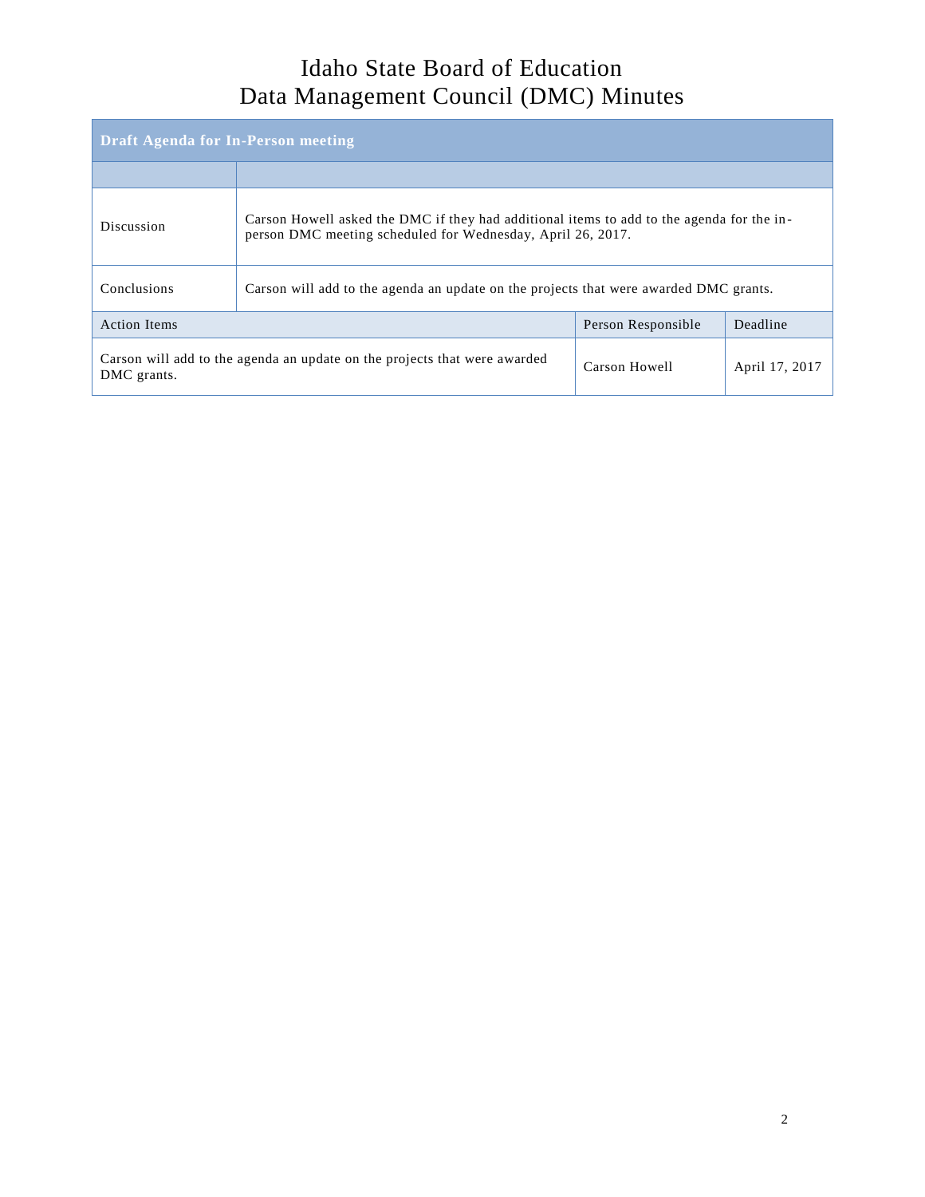# Idaho State Board of Education
# Data Management Council (DMC) Minutes

| **Draft Agenda for In-Person meeting** | | | |
|---|---|---|---|
| | | | |
| Discussion | Carson Howell asked the DMC if they had additional items to add to the agenda for the in-person DMC meeting scheduled for Wednesday, April 26, 2017. | | |
| Conclusions | Carson will add to the agenda an update on the projects that were awarded DMC grants. | | |
| Action Items | | Person Responsible | Deadline |
| Carson will add to the agenda an update on the projects that were awarded DMC grants. | | Carson Howell | April 17, 2017 |